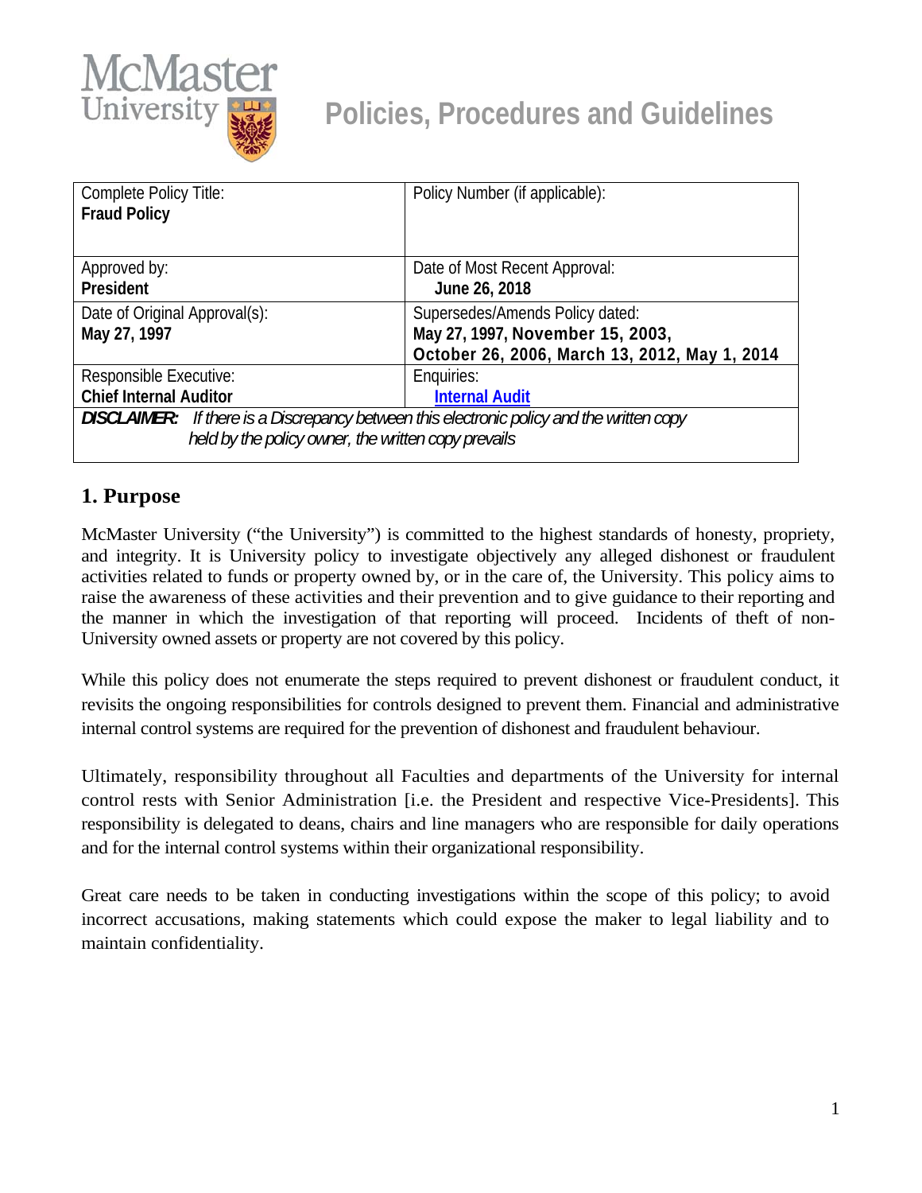# Policies, Procedures and Guidelines

| Complete Policy Title: **Fraud Policy** | Policy Number (if applicable): |
|---|---|
| Approved by: **President** | Date of Most Recent Approval: **June 26, 2018** |
| Date of Original Approval(s): **May 27, 1997** | Supersedes/Amends Policy dated: **May 27, 1997, November 15, 2003, October 26, 2006, March 13, 2012, May 1, 2014** |
| Responsible Executive: **Chief Internal Auditor** | Enquiries: **Internal Audit** |
| ***DISCLAIMER:*** *If there is a Discrepancy between this electronic policy and the written copy held by the policy owner, the written copy prevails* | |

## 1. Purpose

McMaster University ("the University") is committed to the highest standards of honesty, propriety, and integrity. It is University policy to investigate objectively any alleged dishonest or fraudulent activities related to funds or property owned by, or in the care of, the University. This policy aims to raise the awareness of these activities and their prevention and to give guidance to their reporting and the manner in which the investigation of that reporting will proceed. Incidents of theft of non-University owned assets or property are not covered by this policy.

While this policy does not enumerate the steps required to prevent dishonest or fraudulent conduct, it revisits the ongoing responsibilities for controls designed to prevent them. Financial and administrative internal control systems are required for the prevention of dishonest and fraudulent behaviour.

Ultimately, responsibility throughout all Faculties and departments of the University for internal control rests with Senior Administration [i.e. the President and respective Vice-Presidents]. This responsibility is delegated to deans, chairs and line managers who are responsible for daily operations and for the internal control systems within their organizational responsibility.

Great care needs to be taken in conducting investigations within the scope of this policy; to avoid incorrect accusations, making statements which could expose the maker to legal liability and to maintain confidentiality.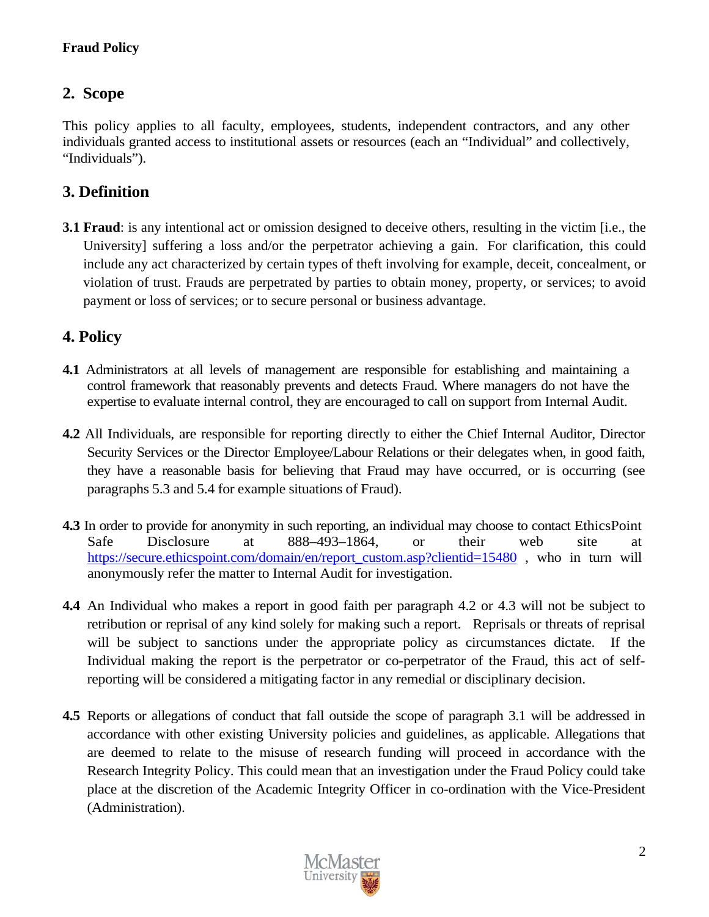## 2. Scope

This policy applies to all faculty, employees, students, independent contractors, and any other individuals granted access to institutional assets or resources (each an "Individual" and collectively, "Individuals").

## 3. Definition

**3.1 Fraud**: is any intentional act or omission designed to deceive others, resulting in the victim [i.e., the University] suffering a loss and/or the perpetrator achieving a gain. For clarification, this could include any act characterized by certain types of theft involving for example, deceit, concealment, or violation of trust. Frauds are perpetrated by parties to obtain money, property, or services; to avoid payment or loss of services; or to secure personal or business advantage.

## 4. Policy

**4.1** Administrators at all levels of management are responsible for establishing and maintaining a control framework that reasonably prevents and detects Fraud. Where managers do not have the expertise to evaluate internal control, they are encouraged to call on support from Internal Audit.

**4.2** All Individuals, are responsible for reporting directly to either the Chief Internal Auditor, Director Security Services or the Director Employee/Labour Relations or their delegates when, in good faith, they have a reasonable basis for believing that Fraud may have occurred, or is occurring (see paragraphs 5.3 and 5.4 for example situations of Fraud).

**4.3** In order to provide for anonymity in such reporting, an individual may choose to contact EthicsPoint Safe Disclosure at 888–493–1864, or their web site at https://secure.ethicspoint.com/domain/en/report_custom.asp?clientid=15480 , who in turn will anonymously refer the matter to Internal Audit for investigation.

**4.4** An Individual who makes a report in good faith per paragraph 4.2 or 4.3 will not be subject to retribution or reprisal of any kind solely for making such a report. Reprisals or threats of reprisal will be subject to sanctions under the appropriate policy as circumstances dictate. If the Individual making the report is the perpetrator or co-perpetrator of the Fraud, this act of self-reporting will be considered a mitigating factor in any remedial or disciplinary decision.

**4.5** Reports or allegations of conduct that fall outside the scope of paragraph 3.1 will be addressed in accordance with other existing University policies and guidelines, as applicable. Allegations that are deemed to relate to the misuse of research funding will proceed in accordance with the Research Integrity Policy. This could mean that an investigation under the Fraud Policy could take place at the discretion of the Academic Integrity Officer in co-ordination with the Vice-President (Administration).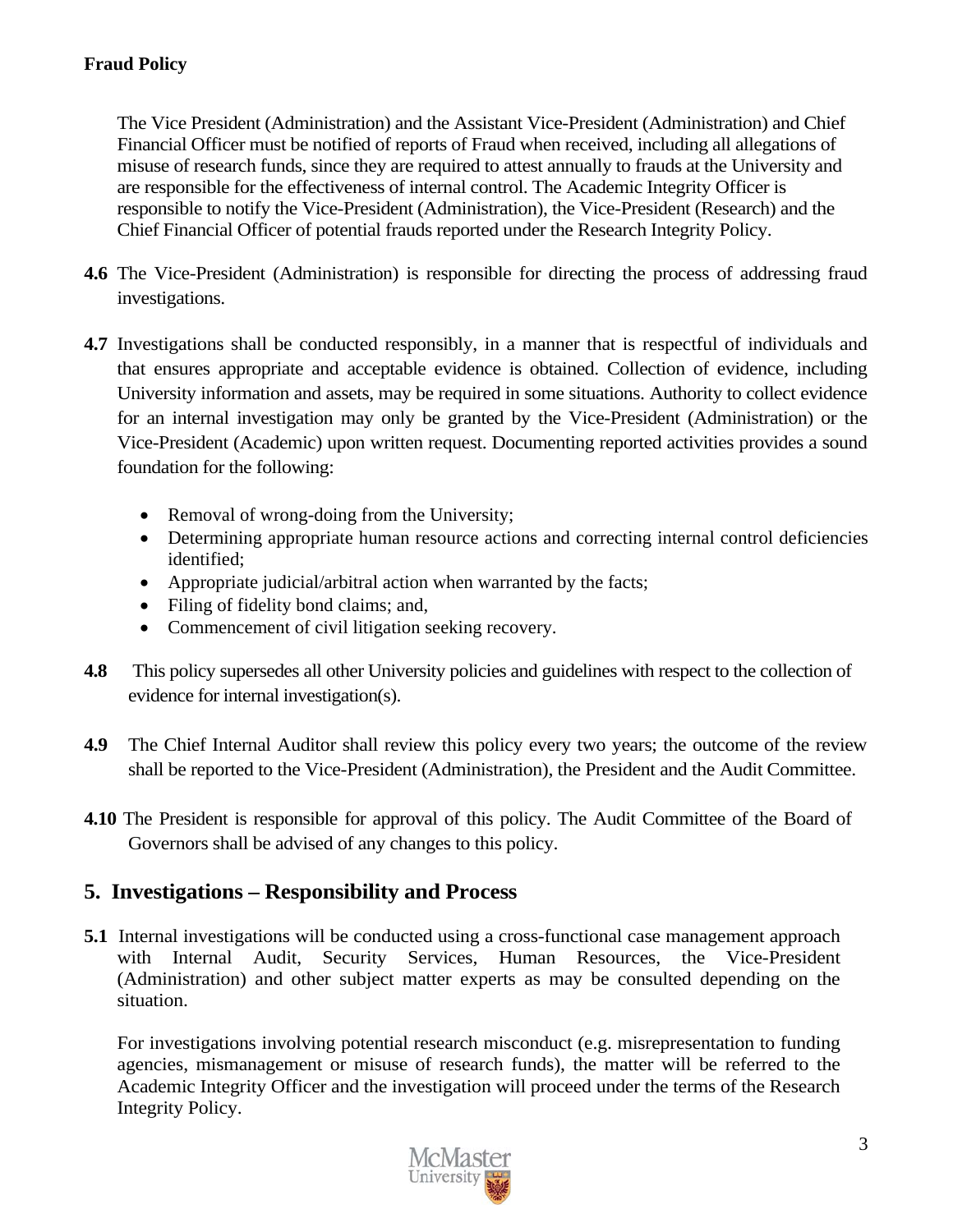The Vice President (Administration) and the Assistant Vice-President (Administration) and Chief Financial Officer must be notified of reports of Fraud when received, including all allegations of misuse of research funds, since they are required to attest annually to frauds at the University and are responsible for the effectiveness of internal control. The Academic Integrity Officer is responsible to notify the Vice-President (Administration), the Vice-President (Research) and the Chief Financial Officer of potential frauds reported under the Research Integrity Policy.

**4.6** The Vice-President (Administration) is responsible for directing the process of addressing fraud investigations.

**4.7** Investigations shall be conducted responsibly, in a manner that is respectful of individuals and that ensures appropriate and acceptable evidence is obtained. Collection of evidence, including University information and assets, may be required in some situations. Authority to collect evidence for an internal investigation may only be granted by the Vice-President (Administration) or the Vice-President (Academic) upon written request. Documenting reported activities provides a sound foundation for the following:

- Removal of wrong-doing from the University;
- Determining appropriate human resource actions and correcting internal control deficiencies identified;
- Appropriate judicial/arbitral action when warranted by the facts;
- Filing of fidelity bond claims; and,
- Commencement of civil litigation seeking recovery.

**4.8** This policy supersedes all other University policies and guidelines with respect to the collection of evidence for internal investigation(s).

**4.9** The Chief Internal Auditor shall review this policy every two years; the outcome of the review shall be reported to the Vice-President (Administration), the President and the Audit Committee.

**4.10** The President is responsible for approval of this policy. The Audit Committee of the Board of Governors shall be advised of any changes to this policy.

## 5. Investigations – Responsibility and Process

**5.1** Internal investigations will be conducted using a cross-functional case management approach with Internal Audit, Security Services, Human Resources, the Vice-President (Administration) and other subject matter experts as may be consulted depending on the situation.

For investigations involving potential research misconduct (e.g. misrepresentation to funding agencies, mismanagement or misuse of research funds), the matter will be referred to the Academic Integrity Officer and the investigation will proceed under the terms of the Research Integrity Policy.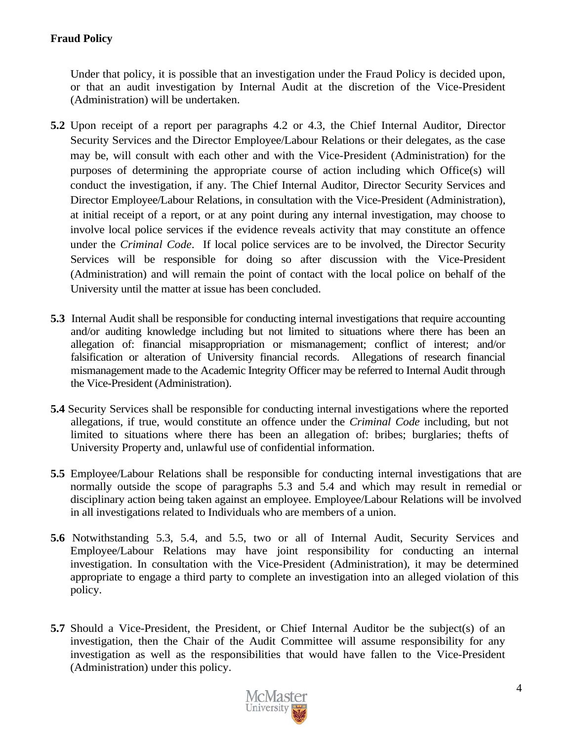Under that policy, it is possible that an investigation under the Fraud Policy is decided upon, or that an audit investigation by Internal Audit at the discretion of the Vice-President (Administration) will be undertaken.

**5.2** Upon receipt of a report per paragraphs 4.2 or 4.3, the Chief Internal Auditor, Director Security Services and the Director Employee/Labour Relations or their delegates, as the case may be, will consult with each other and with the Vice-President (Administration) for the purposes of determining the appropriate course of action including which Office(s) will conduct the investigation, if any. The Chief Internal Auditor, Director Security Services and Director Employee/Labour Relations, in consultation with the Vice-President (Administration), at initial receipt of a report, or at any point during any internal investigation, may choose to involve local police services if the evidence reveals activity that may constitute an offence under the *Criminal Code*. If local police services are to be involved, the Director Security Services will be responsible for doing so after discussion with the Vice-President (Administration) and will remain the point of contact with the local police on behalf of the University until the matter at issue has been concluded.

**5.3** Internal Audit shall be responsible for conducting internal investigations that require accounting and/or auditing knowledge including but not limited to situations where there has been an allegation of: financial misappropriation or mismanagement; conflict of interest; and/or falsification or alteration of University financial records. Allegations of research financial mismanagement made to the Academic Integrity Officer may be referred to Internal Audit through the Vice-President (Administration).

**5.4** Security Services shall be responsible for conducting internal investigations where the reported allegations, if true, would constitute an offence under the *Criminal Code* including, but not limited to situations where there has been an allegation of: bribes; burglaries; thefts of University Property and, unlawful use of confidential information.

**5.5** Employee/Labour Relations shall be responsible for conducting internal investigations that are normally outside the scope of paragraphs 5.3 and 5.4 and which may result in remedial or disciplinary action being taken against an employee. Employee/Labour Relations will be involved in all investigations related to Individuals who are members of a union.

**5.6** Notwithstanding 5.3, 5.4, and 5.5, two or all of Internal Audit, Security Services and Employee/Labour Relations may have joint responsibility for conducting an internal investigation. In consultation with the Vice-President (Administration), it may be determined appropriate to engage a third party to complete an investigation into an alleged violation of this policy.

**5.7** Should a Vice-President, the President, or Chief Internal Auditor be the subject(s) of an investigation, then the Chair of the Audit Committee will assume responsibility for any investigation as well as the responsibilities that would have fallen to the Vice-President (Administration) under this policy.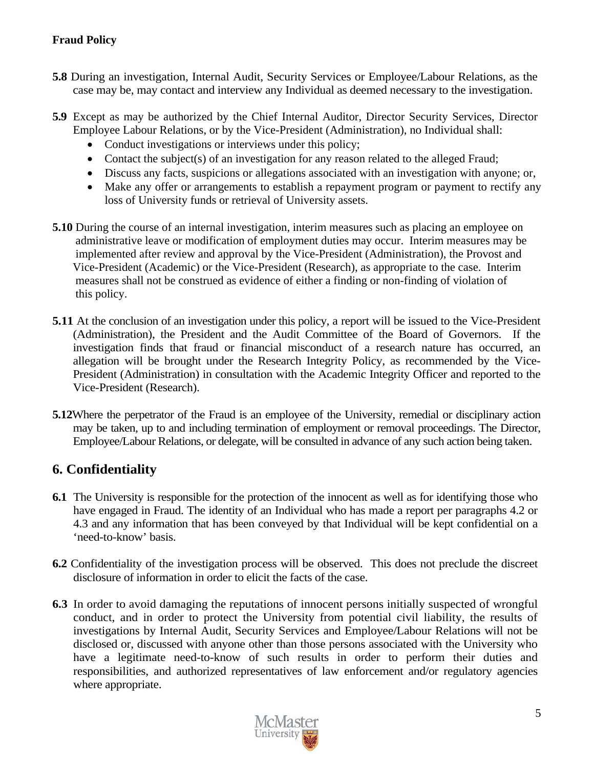**5.8** During an investigation, Internal Audit, Security Services or Employee/Labour Relations, as the case may be, may contact and interview any Individual as deemed necessary to the investigation.

**5.9** Except as may be authorized by the Chief Internal Auditor, Director Security Services, Director Employee Labour Relations, or by the Vice-President (Administration), no Individual shall:

- Conduct investigations or interviews under this policy;
- Contact the subject(s) of an investigation for any reason related to the alleged Fraud;
- Discuss any facts, suspicions or allegations associated with an investigation with anyone; or,
- Make any offer or arrangements to establish a repayment program or payment to rectify any loss of University funds or retrieval of University assets.

**5.10** During the course of an internal investigation, interim measures such as placing an employee on administrative leave or modification of employment duties may occur. Interim measures may be implemented after review and approval by the Vice-President (Administration), the Provost and Vice-President (Academic) or the Vice-President (Research), as appropriate to the case. Interim measures shall not be construed as evidence of either a finding or non-finding of violation of this policy.

**5.11** At the conclusion of an investigation under this policy, a report will be issued to the Vice-President (Administration), the President and the Audit Committee of the Board of Governors. If the investigation finds that fraud or financial misconduct of a research nature has occurred, an allegation will be brought under the Research Integrity Policy, as recommended by the Vice-President (Administration) in consultation with the Academic Integrity Officer and reported to the Vice-President (Research).

**5.12** Where the perpetrator of the Fraud is an employee of the University, remedial or disciplinary action may be taken, up to and including termination of employment or removal proceedings. The Director, Employee/Labour Relations, or delegate, will be consulted in advance of any such action being taken.

## 6. Confidentiality

**6.1** The University is responsible for the protection of the innocent as well as for identifying those who have engaged in Fraud. The identity of an Individual who has made a report per paragraphs 4.2 or 4.3 and any information that has been conveyed by that Individual will be kept confidential on a 'need-to-know' basis.

**6.2** Confidentiality of the investigation process will be observed. This does not preclude the discreet disclosure of information in order to elicit the facts of the case.

**6.3** In order to avoid damaging the reputations of innocent persons initially suspected of wrongful conduct, and in order to protect the University from potential civil liability, the results of investigations by Internal Audit, Security Services and Employee/Labour Relations will not be disclosed or, discussed with anyone other than those persons associated with the University who have a legitimate need-to-know of such results in order to perform their duties and responsibilities, and authorized representatives of law enforcement and/or regulatory agencies where appropriate.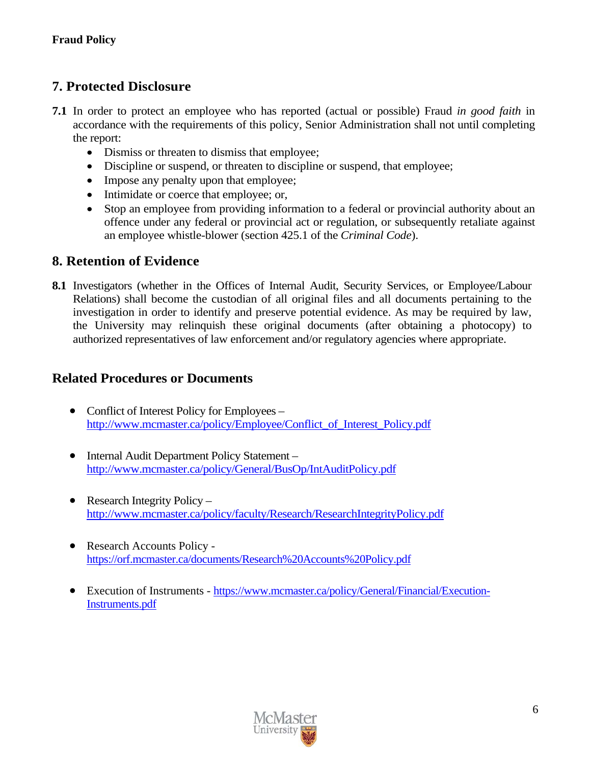## 7. Protected Disclosure

**7.1** In order to protect an employee who has reported (actual or possible) Fraud *in good faith* in accordance with the requirements of this policy, Senior Administration shall not until completing the report:

- Dismiss or threaten to dismiss that employee;
- Discipline or suspend, or threaten to discipline or suspend, that employee;
- Impose any penalty upon that employee;
- Intimidate or coerce that employee; or,
- Stop an employee from providing information to a federal or provincial authority about an offence under any federal or provincial act or regulation, or subsequently retaliate against an employee whistle-blower (section 425.1 of the *Criminal Code*).

## 8. Retention of Evidence

**8.1** Investigators (whether in the Offices of Internal Audit, Security Services, or Employee/Labour Relations) shall become the custodian of all original files and all documents pertaining to the investigation in order to identify and preserve potential evidence. As may be required by law, the University may relinquish these original documents (after obtaining a photocopy) to authorized representatives of law enforcement and/or regulatory agencies where appropriate.

## Related Procedures or Documents

- Conflict of Interest Policy for Employees – http://www.mcmaster.ca/policy/Employee/Conflict_of_Interest_Policy.pdf
- Internal Audit Department Policy Statement – http://www.mcmaster.ca/policy/General/BusOp/IntAuditPolicy.pdf
- Research Integrity Policy – http://www.mcmaster.ca/policy/faculty/Research/ResearchIntegrityPolicy.pdf
- Research Accounts Policy - https://orf.mcmaster.ca/documents/Research%20Accounts%20Policy.pdf
- Execution of Instruments - https://www.mcmaster.ca/policy/General/Financial/Execution-Instruments.pdf